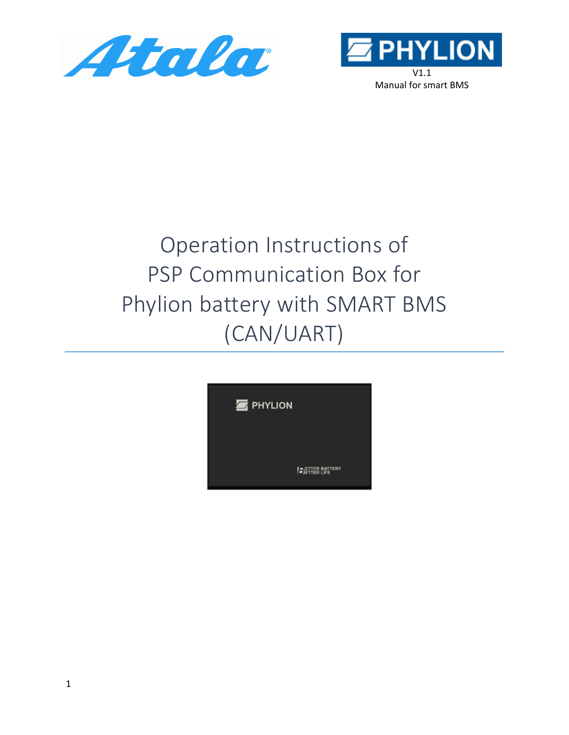V1.1

Manual for smart BMS

# Operation Instructions of PSP Communication Box for Phylion battery with SMART BMS (CAN/UART)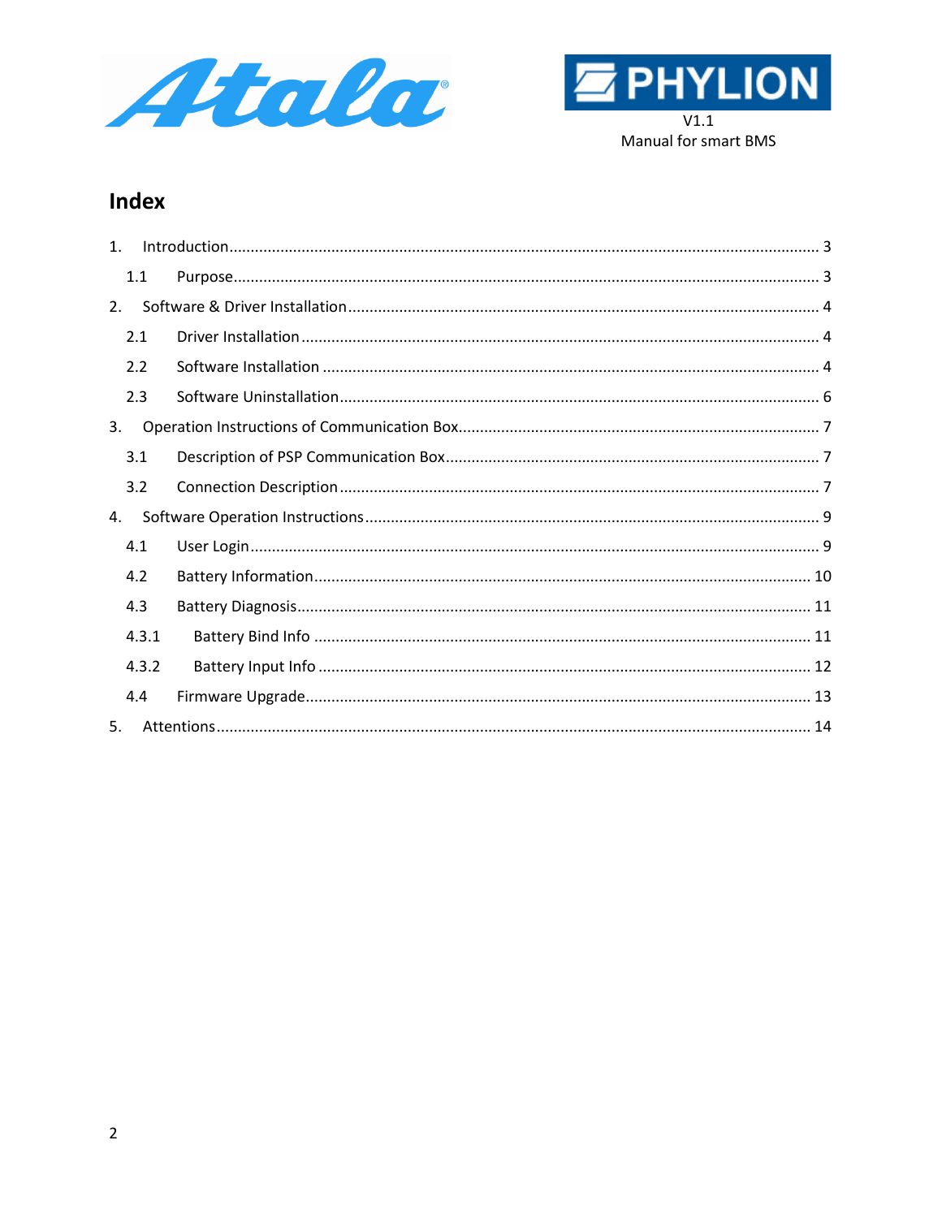V1.1
Manual for smart BMS

# Index

1. Introduction ........ 3
   - 1.1 Purpose ........ 3
2. Software & Driver Installation ........ 4
   - 2.1 Driver Installation ........ 4
   - 2.2 Software Installation ........ 4
   - 2.3 Software Uninstallation ........ 6
3. Operation Instructions of Communication Box ........ 7
   - 3.1 Description of PSP Communication Box ........ 7
   - 3.2 Connection Description ........ 7
4. Software Operation Instructions ........ 9
   - 4.1 User Login ........ 9
   - 4.2 Battery Information ........ 10
   - 4.3 Battery Diagnosis ........ 11
   - 4.3.1 Battery Bind Info ........ 11
   - 4.3.2 Battery Input Info ........ 12
   - 4.4 Firmware Upgrade ........ 13
5. Attentions ........ 14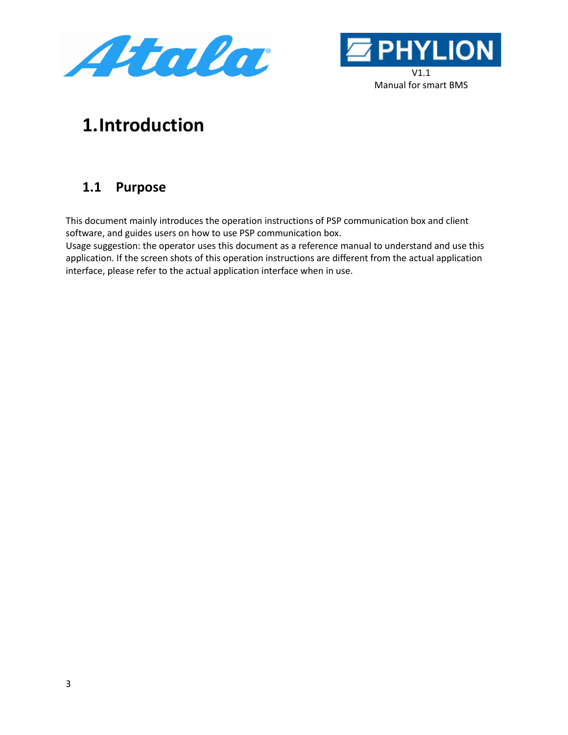# 1. Introduction

## 1.1 Purpose

This document mainly introduces the operation instructions of PSP communication box and client software, and guides users on how to use PSP communication box.
Usage suggestion: the operator uses this document as a reference manual to understand and use this application. If the screen shots of this operation instructions are different from the actual application interface, please refer to the actual application interface when in use.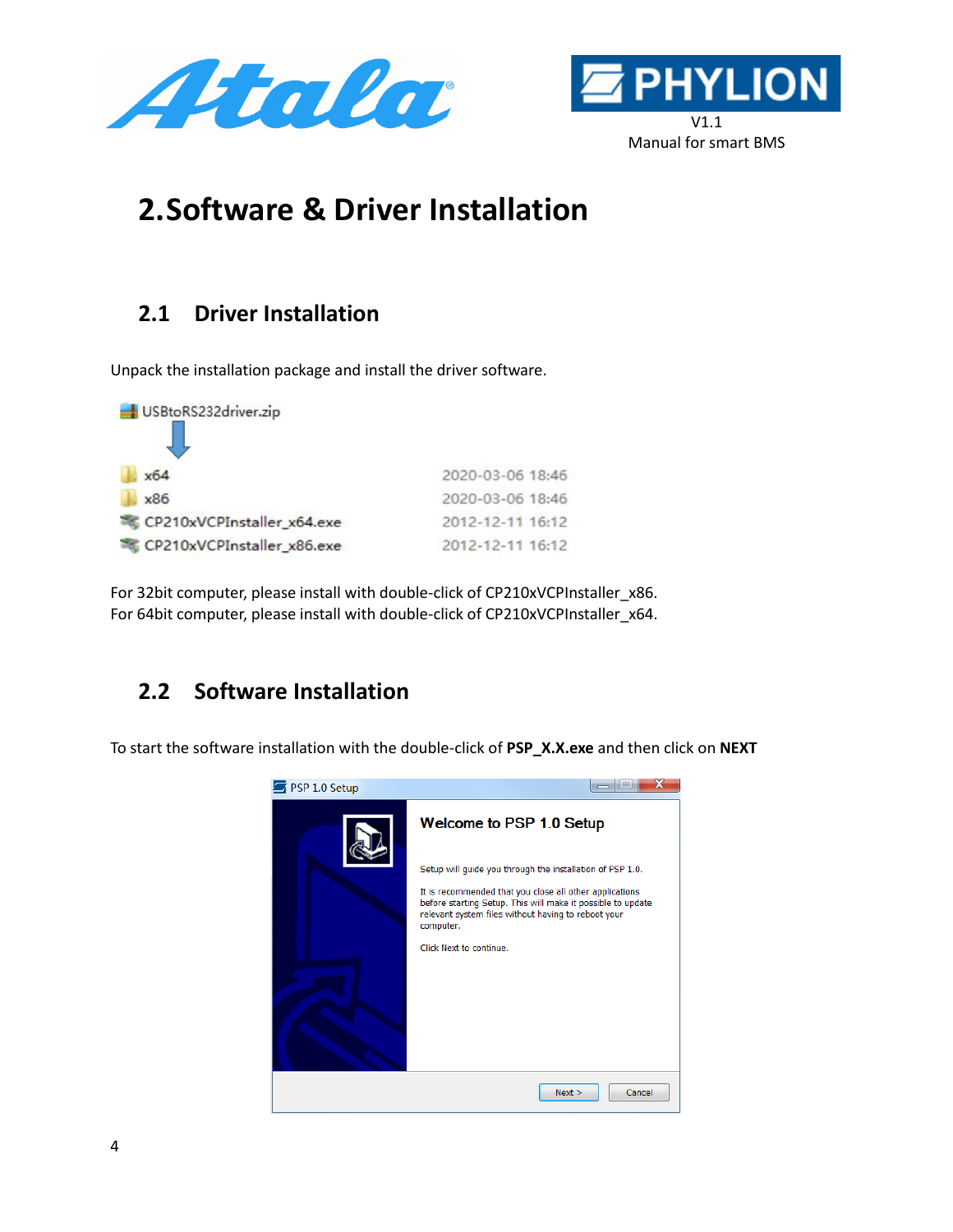# 2. Software & Driver Installation

## 2.1 Driver Installation

Unpack the installation package and install the driver software.

USBtoRS232driver.zip

| Name | Date modified |
| --- | --- |
| x64 | 2020-03-06 18:46 |
| x86 | 2020-03-06 18:46 |
| CP210xVCPInstaller_x64.exe | 2012-12-11 16:12 |
| CP210xVCPInstaller_x86.exe | 2012-12-11 16:12 |

For 32bit computer, please install with double-click of CP210xVCPInstaller_x86.
For 64bit computer, please install with double-click of CP210xVCPInstaller_x64.

## 2.2 Software Installation

To start the software installation with the double-click of **PSP_X.X.exe** and then click on **NEXT**

PSP 1.0 Setup

**Welcome to PSP 1.0 Setup**

Setup will guide you through the installation of PSP 1.0.

It is recommended that you close all other applications before starting Setup. This will make it possible to update relevant system files without having to reboot your computer.

Click Next to continue.

Next > Cancel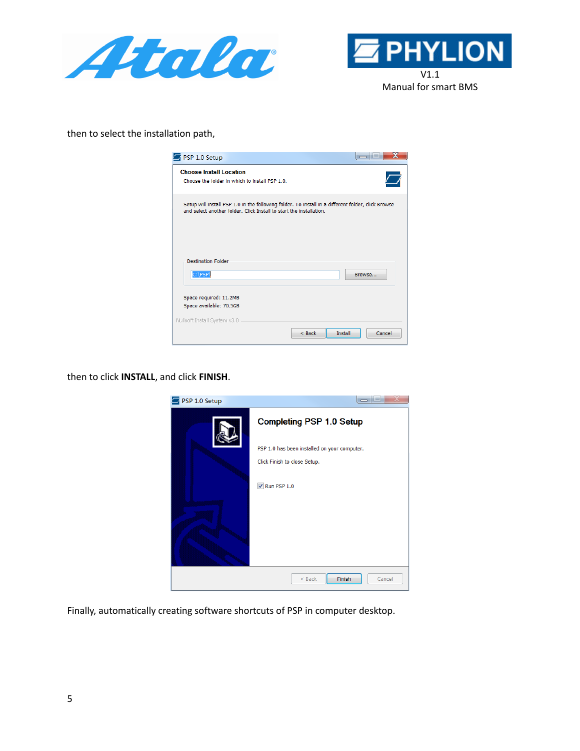then to select the installation path,

then to click **INSTALL**, and click **FINISH**.

Finally, automatically creating software shortcuts of PSP in computer desktop.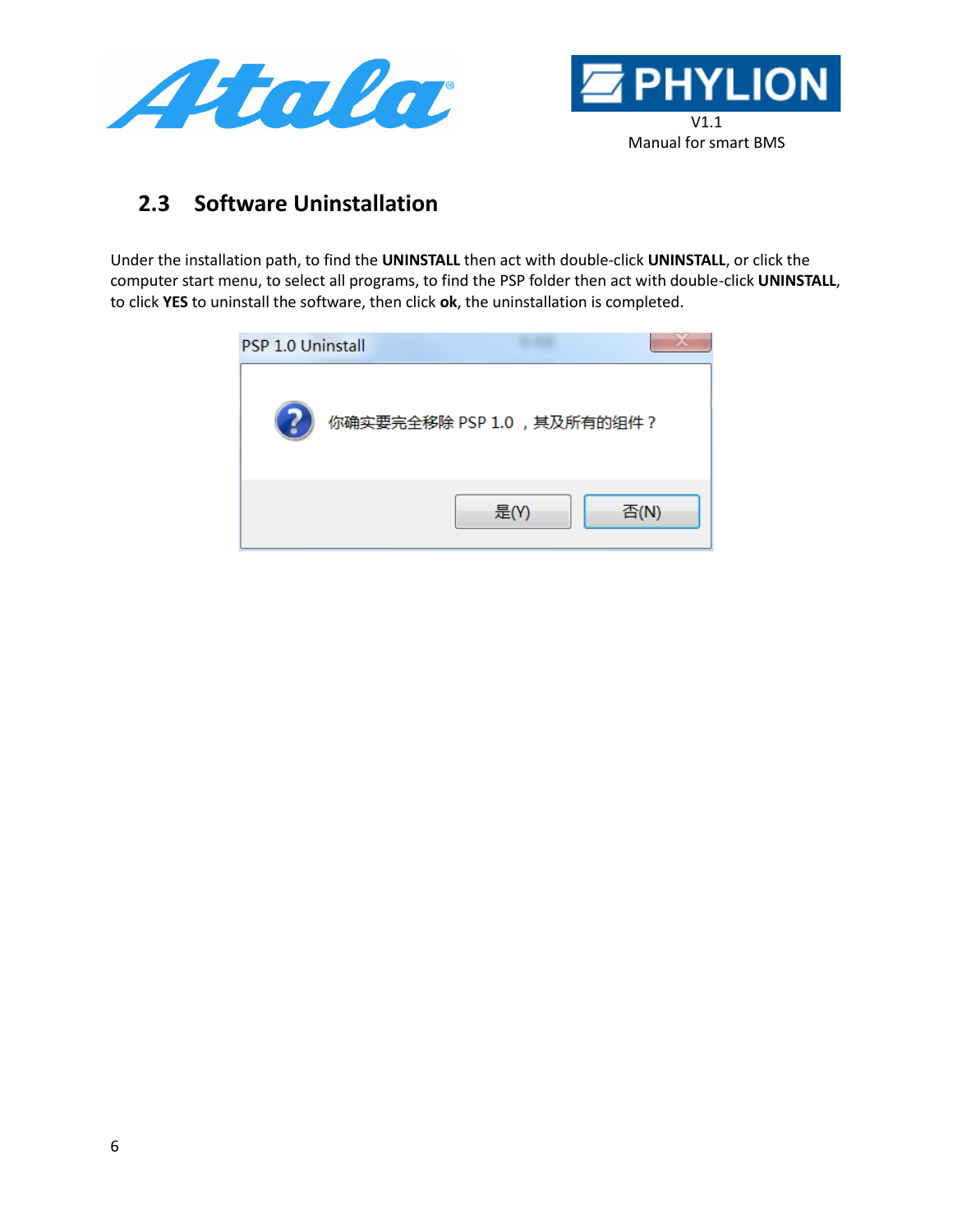## 2.3 Software Uninstallation

Under the installation path, to find the **UNINSTALL** then act with double-click **UNINSTALL**, or click the computer start menu, to select all programs, to find the PSP folder then act with double-click **UNINSTALL**, to click **YES** to uninstall the software, then click **ok**, the uninstallation is completed.

PSP 1.0 Uninstall

你确实要完全移除 PSP 1.0 ，其及所有的组件？

是(Y) 否(N)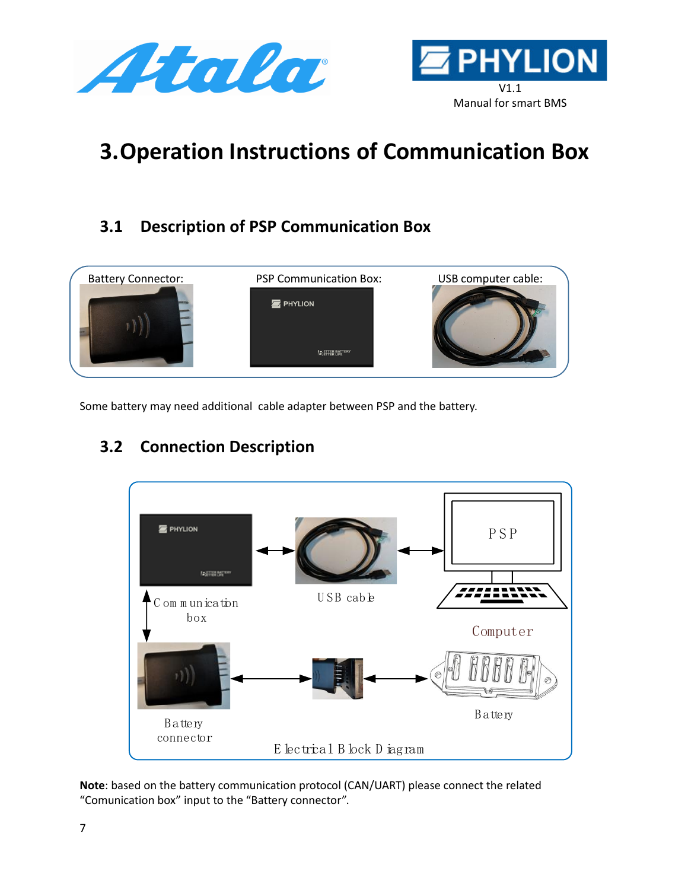# 3. Operation Instructions of Communication Box

## 3.1 Description of PSP Communication Box

Battery Connector: PSP Communication Box: USB computer cable:

Some battery may need additional cable adapter between PSP and the battery.

## 3.2 Connection Description

Communication box | USB cable | PSP | Computer | Battery connector | Battery

Electrical Block Diagram

**Note**: based on the battery communication protocol (CAN/UART) please connect the related "Comunication box" input to the "Battery connector".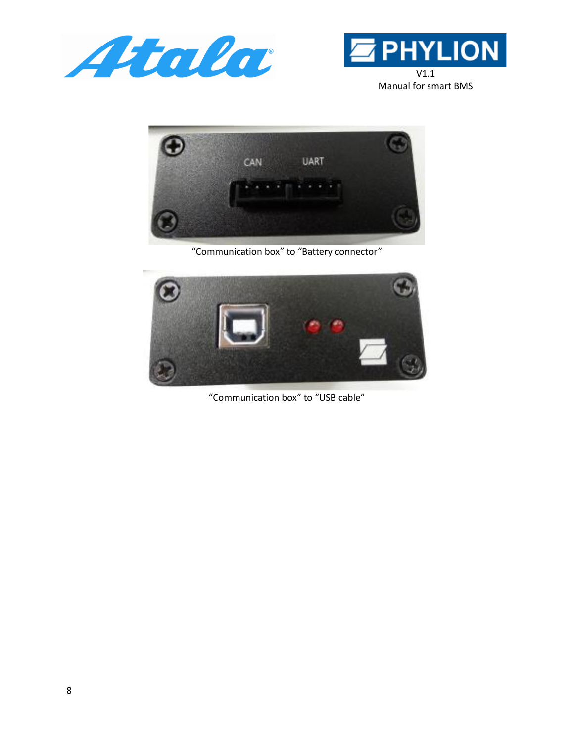“Communication box” to “Battery connector”

“Communication box” to “USB cable”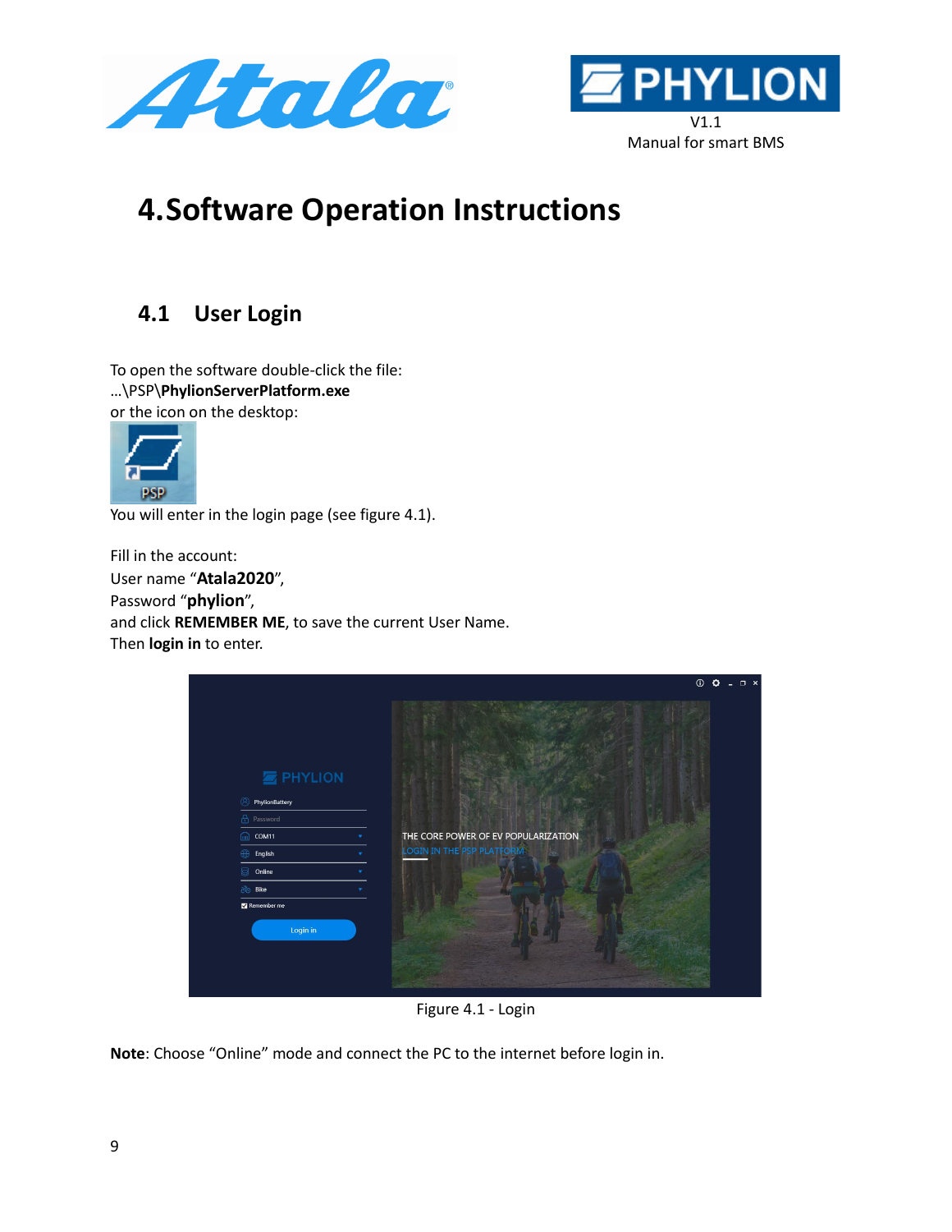# 4. Software Operation Instructions

## 4.1 User Login

To open the software double-click the file:
…\PSP\**PhylionServerPlatform.exe**
or the icon on the desktop:

You will enter in the login page (see figure 4.1).

Fill in the account:
User name "**Atala2020**",
Password "**phylion**",
and click **REMEMBER ME**, to save the current User Name.
Then **login in** to enter.

Figure 4.1 - Login

**Note**: Choose "Online" mode and connect the PC to the internet before login in.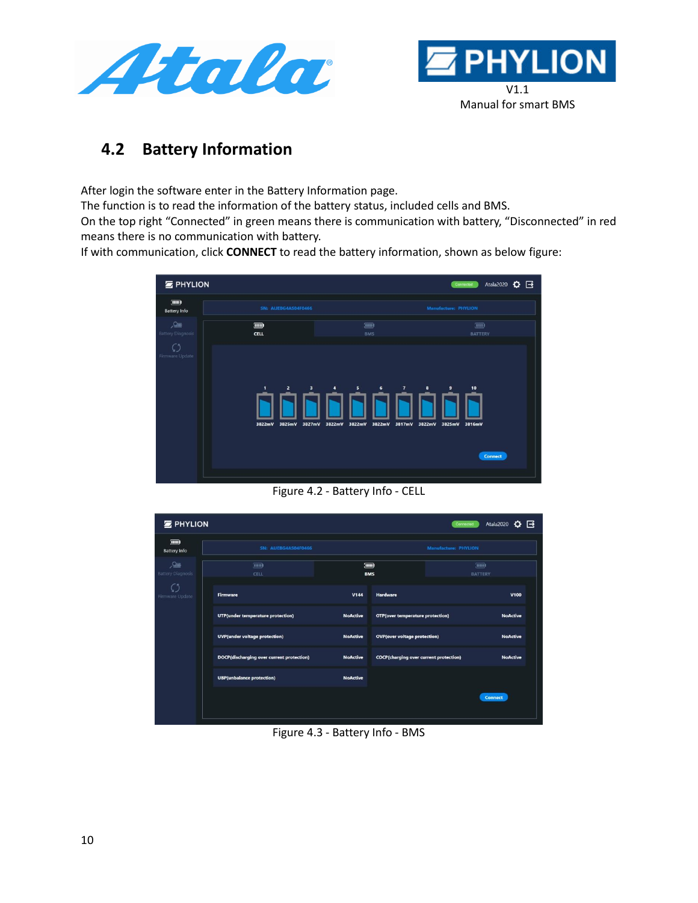## 4.2 Battery Information

After login the software enter in the Battery Information page.
The function is to read the information of the battery status, included cells and BMS.
On the top right “Connected” in green means there is communication with battery, “Disconnected” in red means there is no communication with battery.
If with communication, click **CONNECT** to read the battery information, shown as below figure:

Figure 4.2 - Battery Info - CELL

Figure 4.3 - Battery Info - BMS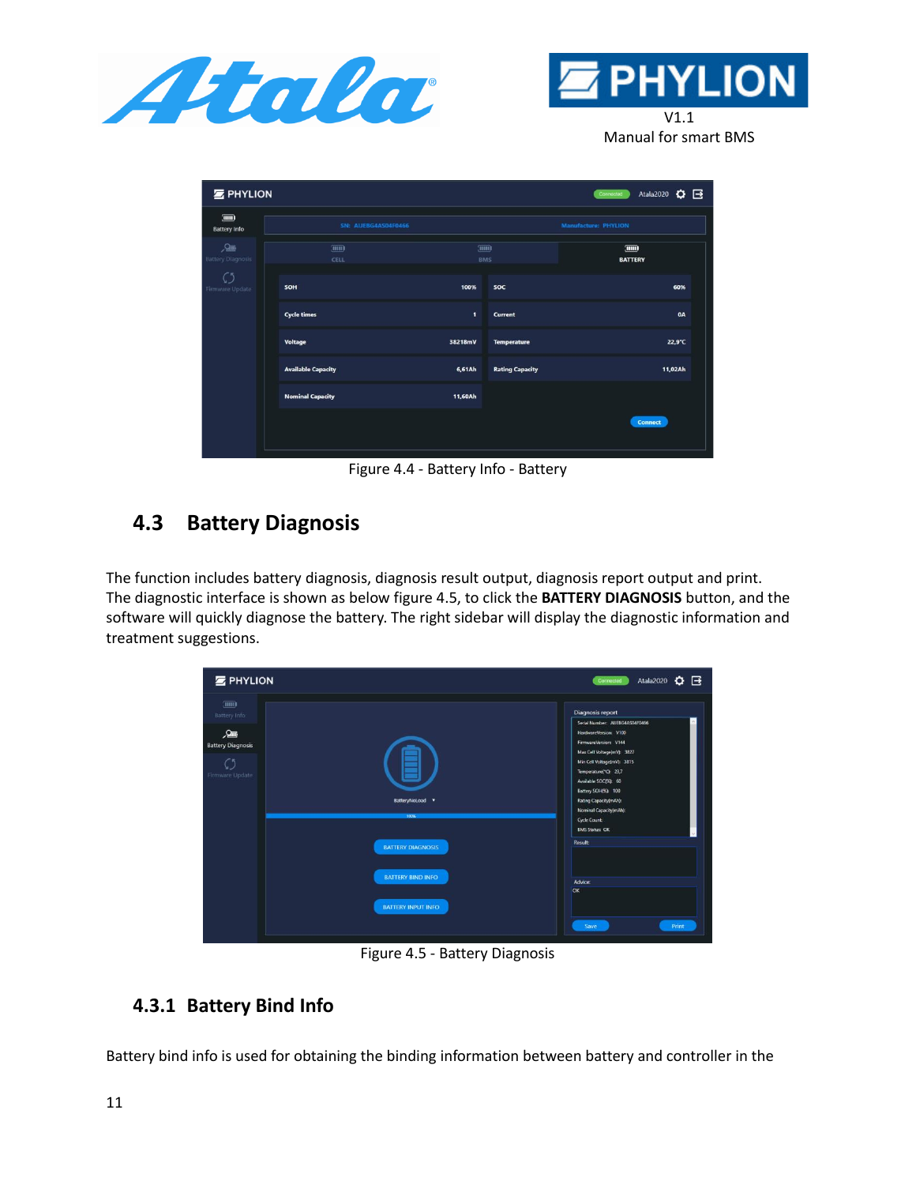Figure 4.4 - Battery Info - Battery

## 4.3 Battery Diagnosis

The function includes battery diagnosis, diagnosis result output, diagnosis report output and print. The diagnostic interface is shown as below figure 4.5, to click the **BATTERY DIAGNOSIS** button, and the software will quickly diagnose the battery. The right sidebar will display the diagnostic information and treatment suggestions.

Figure 4.5 - Battery Diagnosis

### 4.3.1 Battery Bind Info

Battery bind info is used for obtaining the binding information between battery and controller in the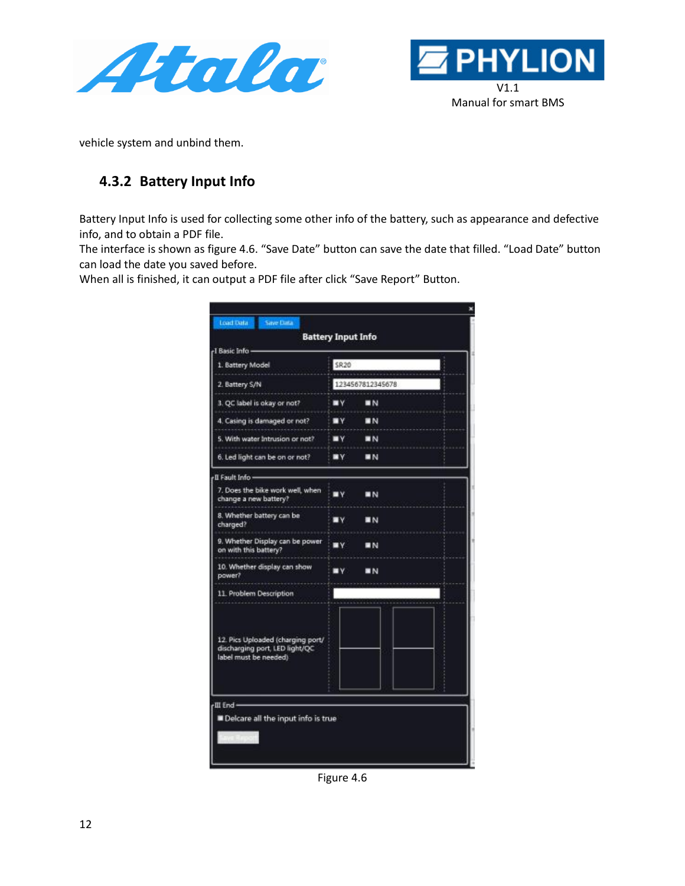vehicle system and unbind them.

### 4.3.2 Battery Input Info

Battery Input Info is used for collecting some other info of the battery, such as appearance and defective info, and to obtain a PDF file.
The interface is shown as figure 4.6. “Save Date” button can save the date that filled. “Load Date” button can load the date you saved before.
When all is finished, it can output a PDF file after click “Save Report” Button.

Figure 4.6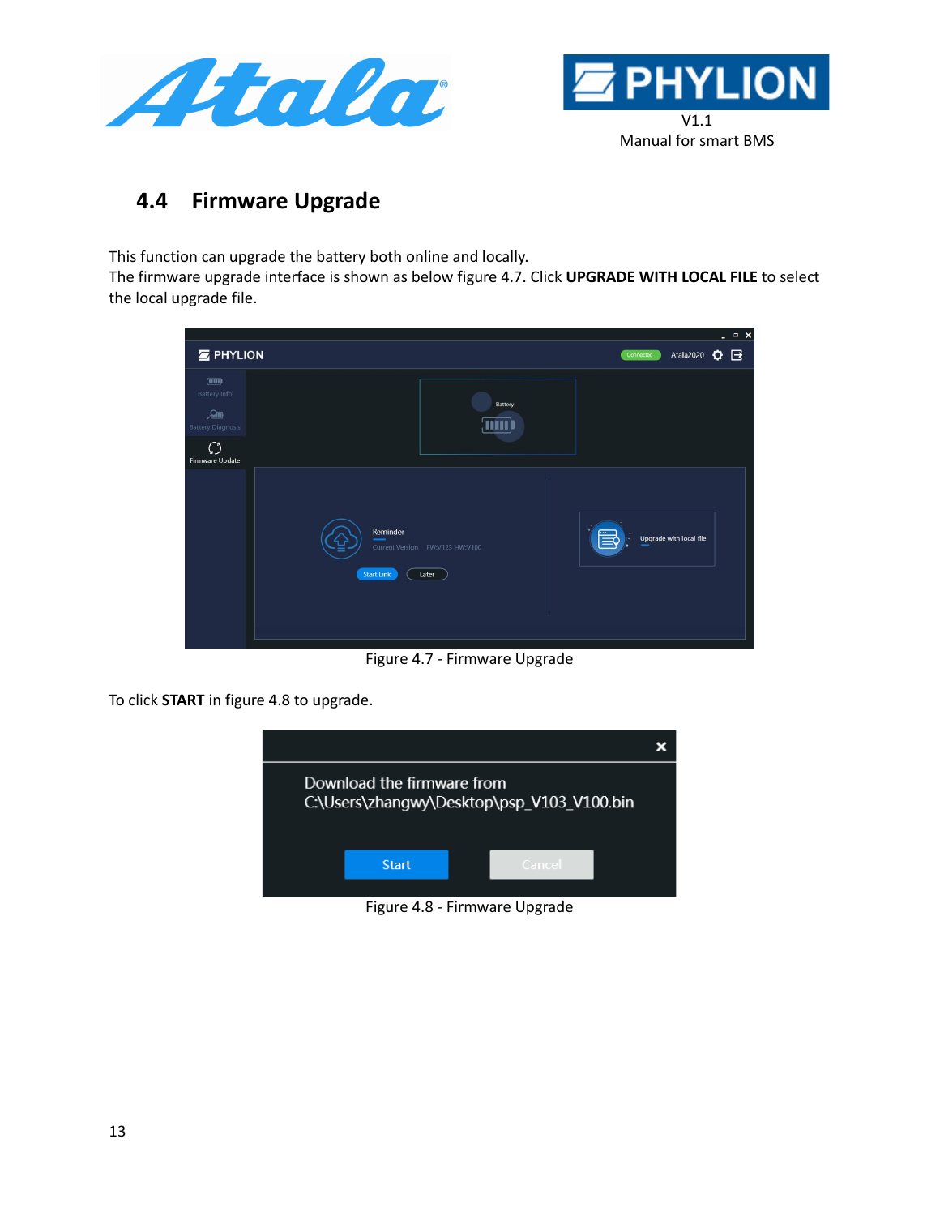## 4.4 Firmware Upgrade

This function can upgrade the battery both online and locally.
The firmware upgrade interface is shown as below figure 4.7. Click **UPGRADE WITH LOCAL FILE** to select the local upgrade file.

Figure 4.7 - Firmware Upgrade

To click **START** in figure 4.8 to upgrade.

Figure 4.8 - Firmware Upgrade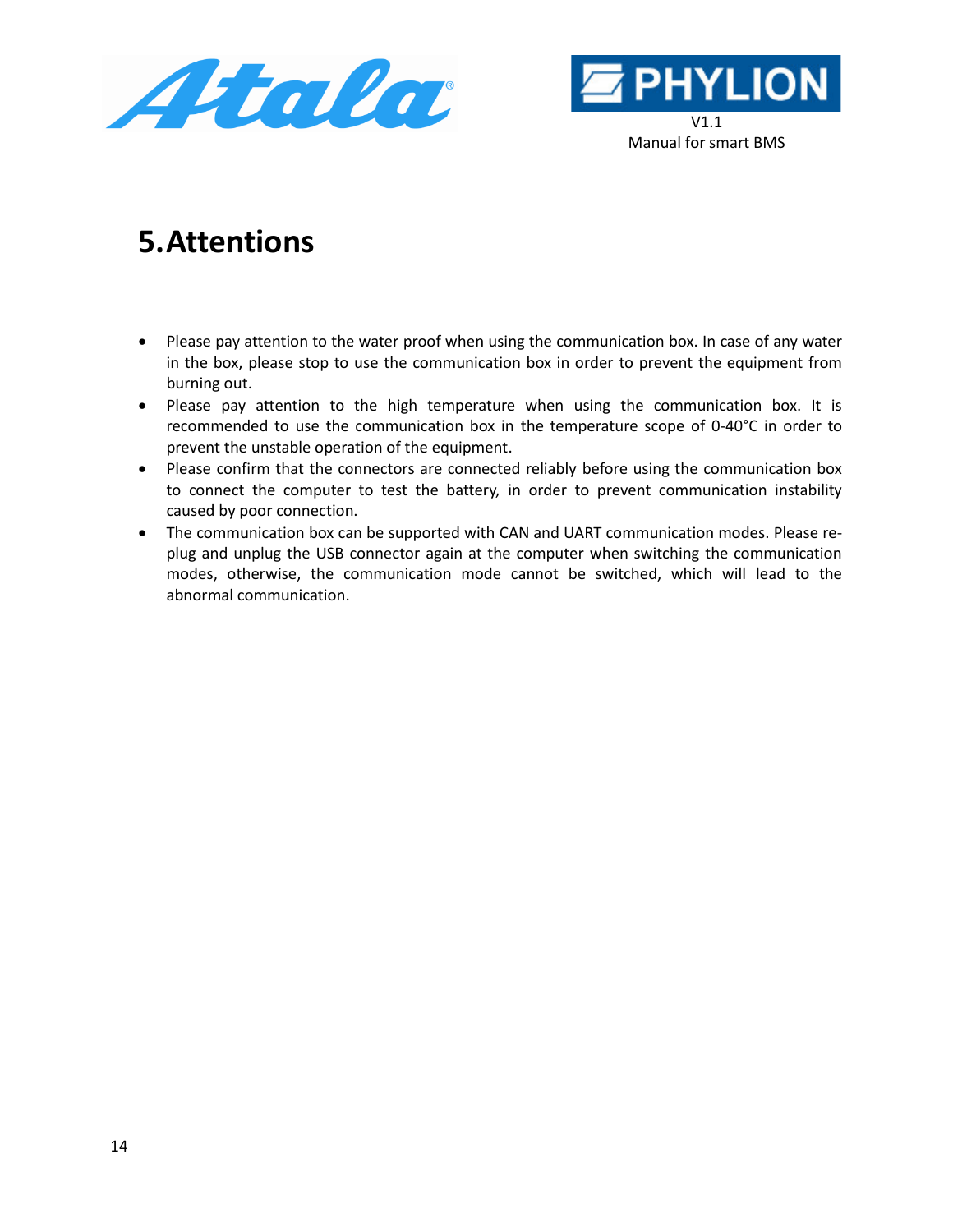# 5. Attentions

- Please pay attention to the water proof when using the communication box. In case of any water in the box, please stop to use the communication box in order to prevent the equipment from burning out.
- Please pay attention to the high temperature when using the communication box. It is recommended to use the communication box in the temperature scope of 0-40°C in order to prevent the unstable operation of the equipment.
- Please confirm that the connectors are connected reliably before using the communication box to connect the computer to test the battery, in order to prevent communication instability caused by poor connection.
- The communication box can be supported with CAN and UART communication modes. Please re-plug and unplug the USB connector again at the computer when switching the communication modes, otherwise, the communication mode cannot be switched, which will lead to the abnormal communication.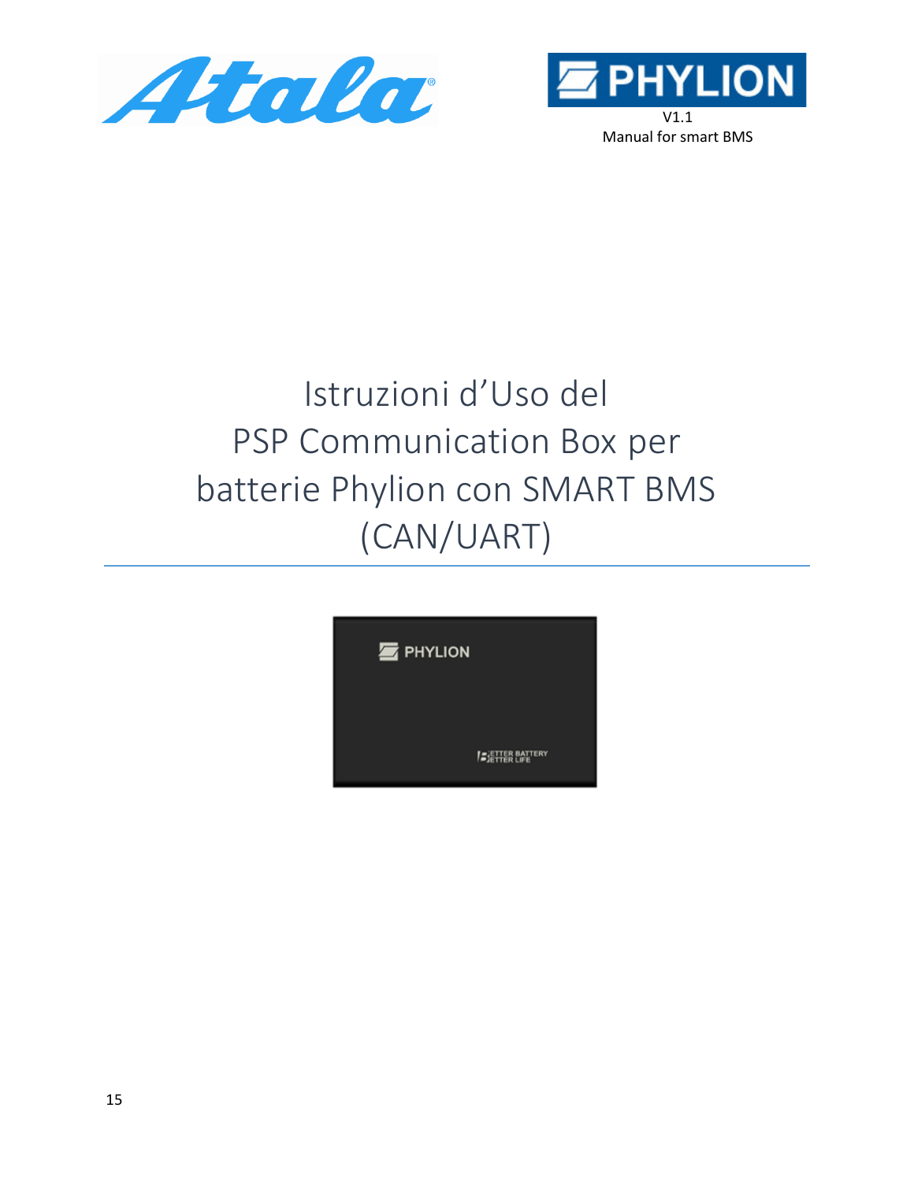V1.1
Manual for smart BMS

# Istruzioni d'Uso del PSP Communication Box per batterie Phylion con SMART BMS (CAN/UART)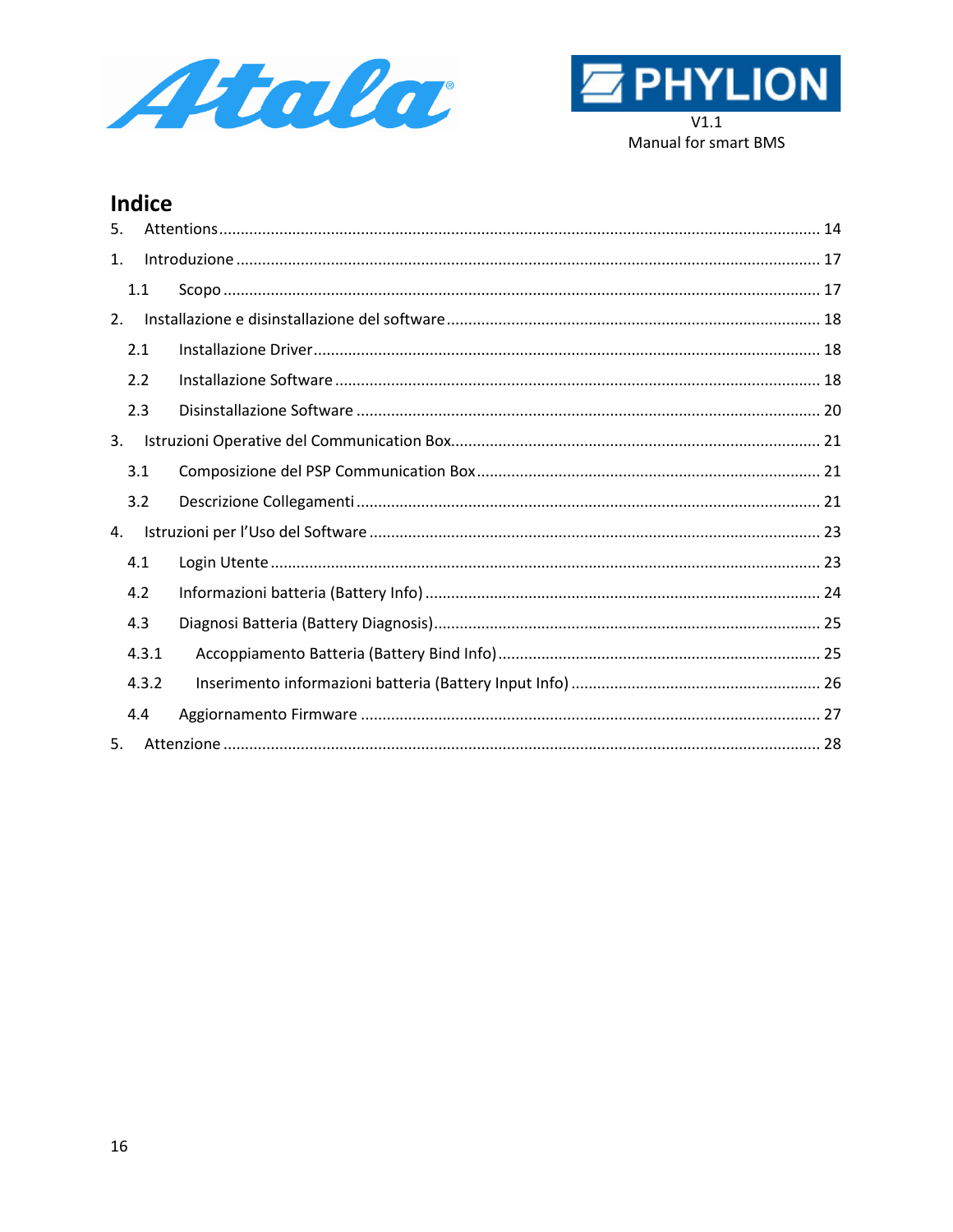V1.1
Manual for smart BMS

# Indice

5. Attentions ........................................................................................................................................ 14
1. Introduzione ..................................................................................................................................... 17
   - 1.1 Scopo ........................................................................................................................................ 17
2. Installazione e disinstallazione del software .................................................................................... 18
   - 2.1 Installazione Driver .................................................................................................................... 18
   - 2.2 Installazione Software ............................................................................................................... 18
   - 2.3 Disinstallazione Software .......................................................................................................... 20
3. Istruzioni Operative del Communication Box .................................................................................... 21
   - 3.1 Composizione del PSP Communication Box ............................................................................... 21
   - 3.2 Descrizione Collegamenti .......................................................................................................... 21
4. Istruzioni per l'Uso del Software ....................................................................................................... 23
   - 4.1 Login Utente ............................................................................................................................. 23
   - 4.2 Informazioni batteria (Battery Info) .......................................................................................... 24
   - 4.3 Diagnosi Batteria (Battery Diagnosis) ........................................................................................ 25
   - 4.3.1 Accoppiamento Batteria (Battery Bind Info) .......................................................................... 25
   - 4.3.2 Inserimento informazioni batteria (Battery Input Info) ......................................................... 26
   - 4.4 Aggiornamento Firmware ......................................................................................................... 27
5. Attenzione ........................................................................................................................................ 28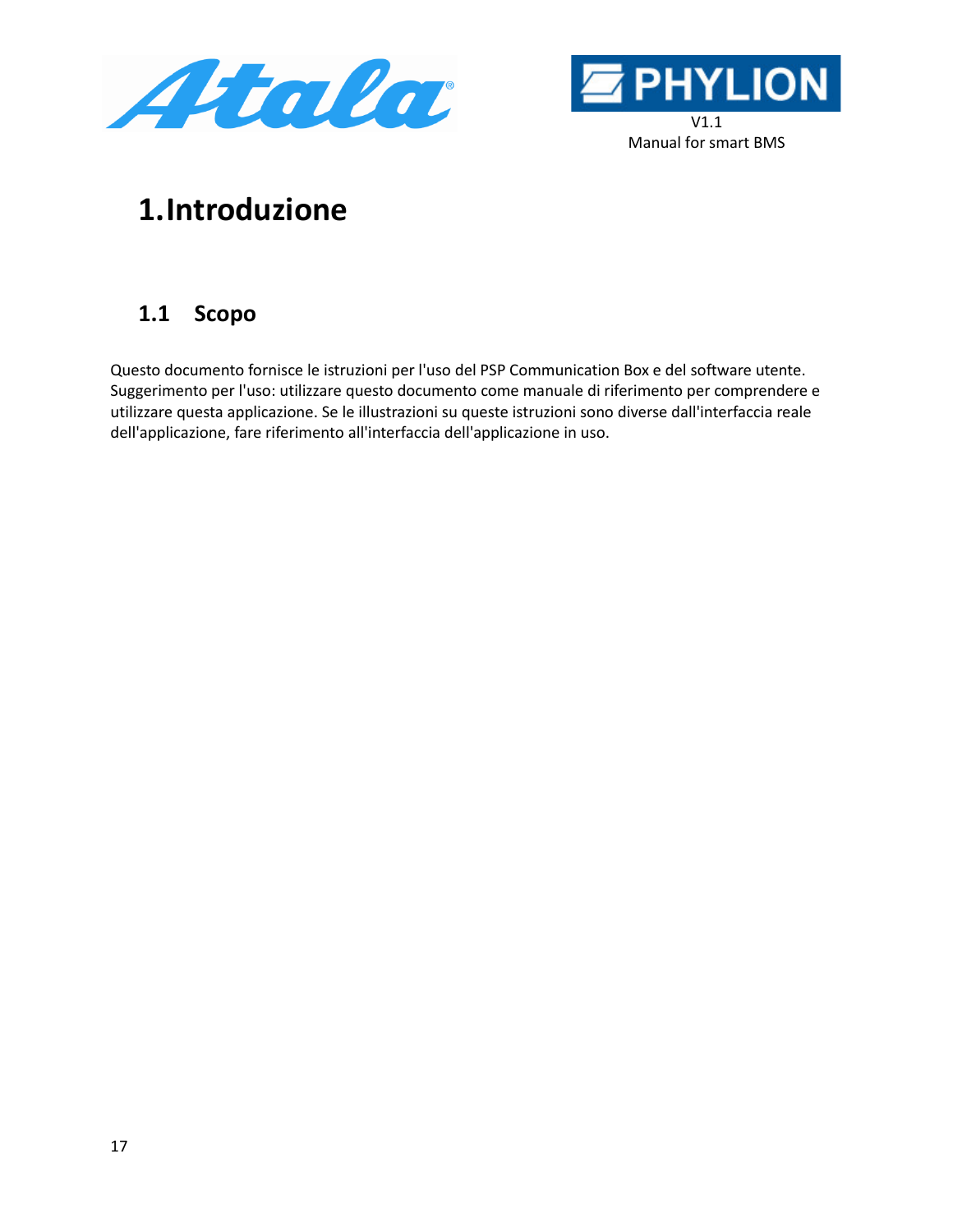# 1. Introduzione

## 1.1 Scopo

Questo documento fornisce le istruzioni per l'uso del PSP Communication Box e del software utente. Suggerimento per l'uso: utilizzare questo documento come manuale di riferimento per comprendere e utilizzare questa applicazione. Se le illustrazioni su queste istruzioni sono diverse dall'interfaccia reale dell'applicazione, fare riferimento all'interfaccia dell'applicazione in uso.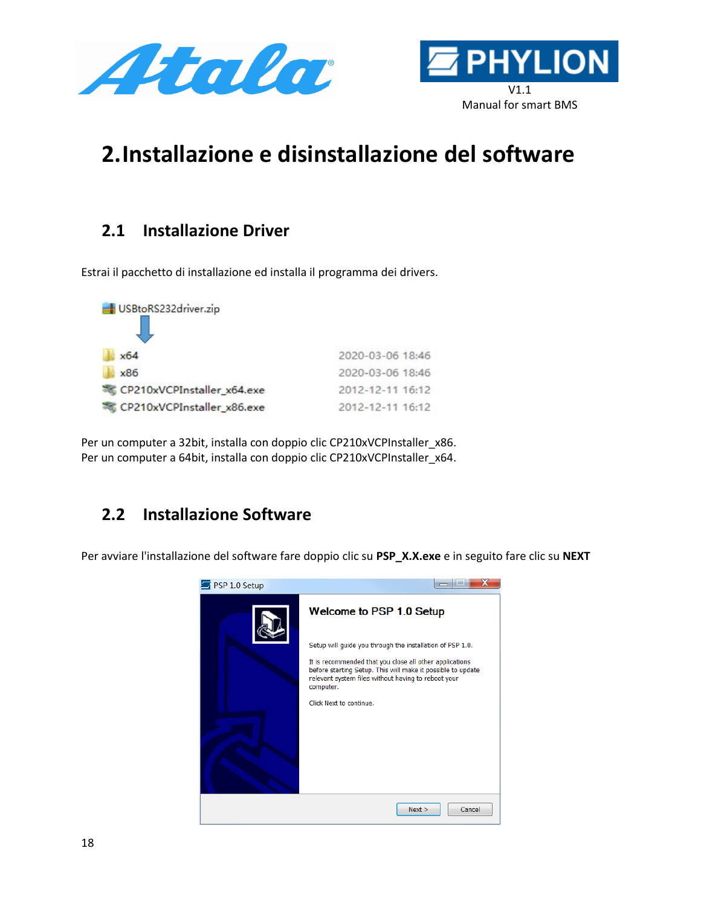# 2. Installazione e disinstallazione del software

## 2.1 Installazione Driver

Estrai il pacchetto di installazione ed installa il programma dei drivers.

Per un computer a 32bit, installa con doppio clic CP210xVCPInstaller_x86.
Per un computer a 64bit, installa con doppio clic CP210xVCPInstaller_x64.

## 2.2 Installazione Software

Per avviare l'installazione del software fare doppio clic su **PSP_X.X.exe** e in seguito fare clic su **NEXT**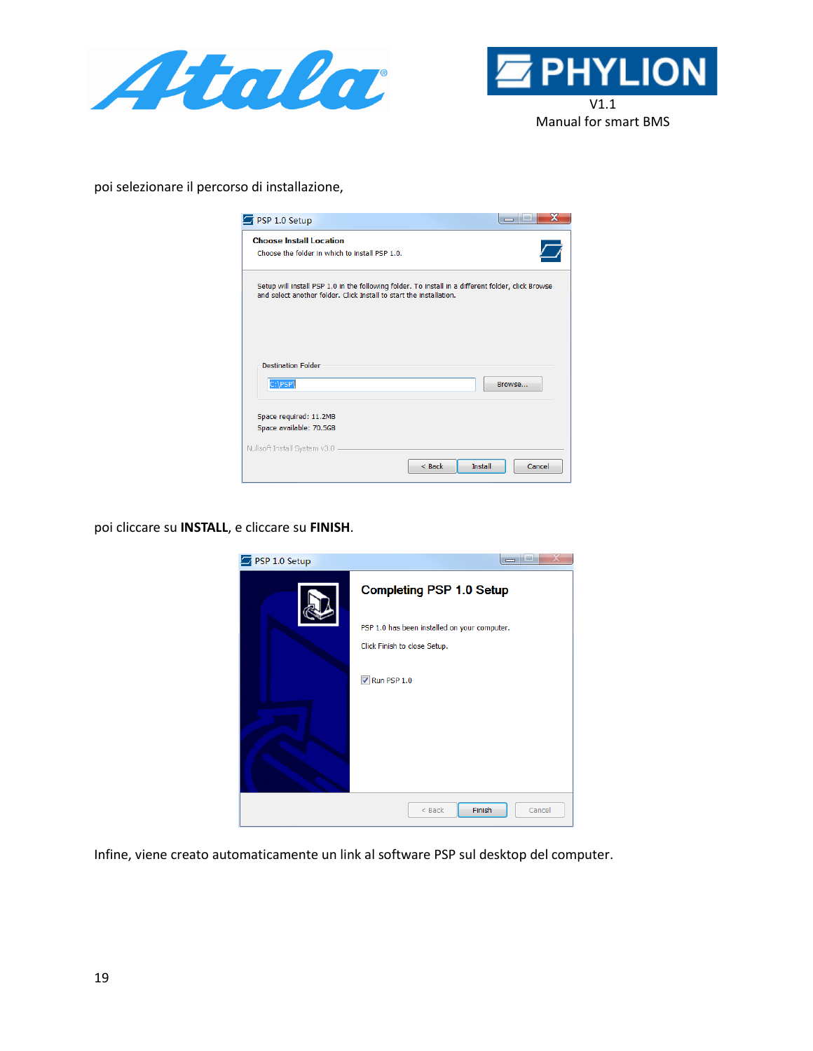poi selezionare il percorso di installazione,

poi cliccare su **INSTALL**, e cliccare su **FINISH**.

Infine, viene creato automaticamente un link al software PSP sul desktop del computer.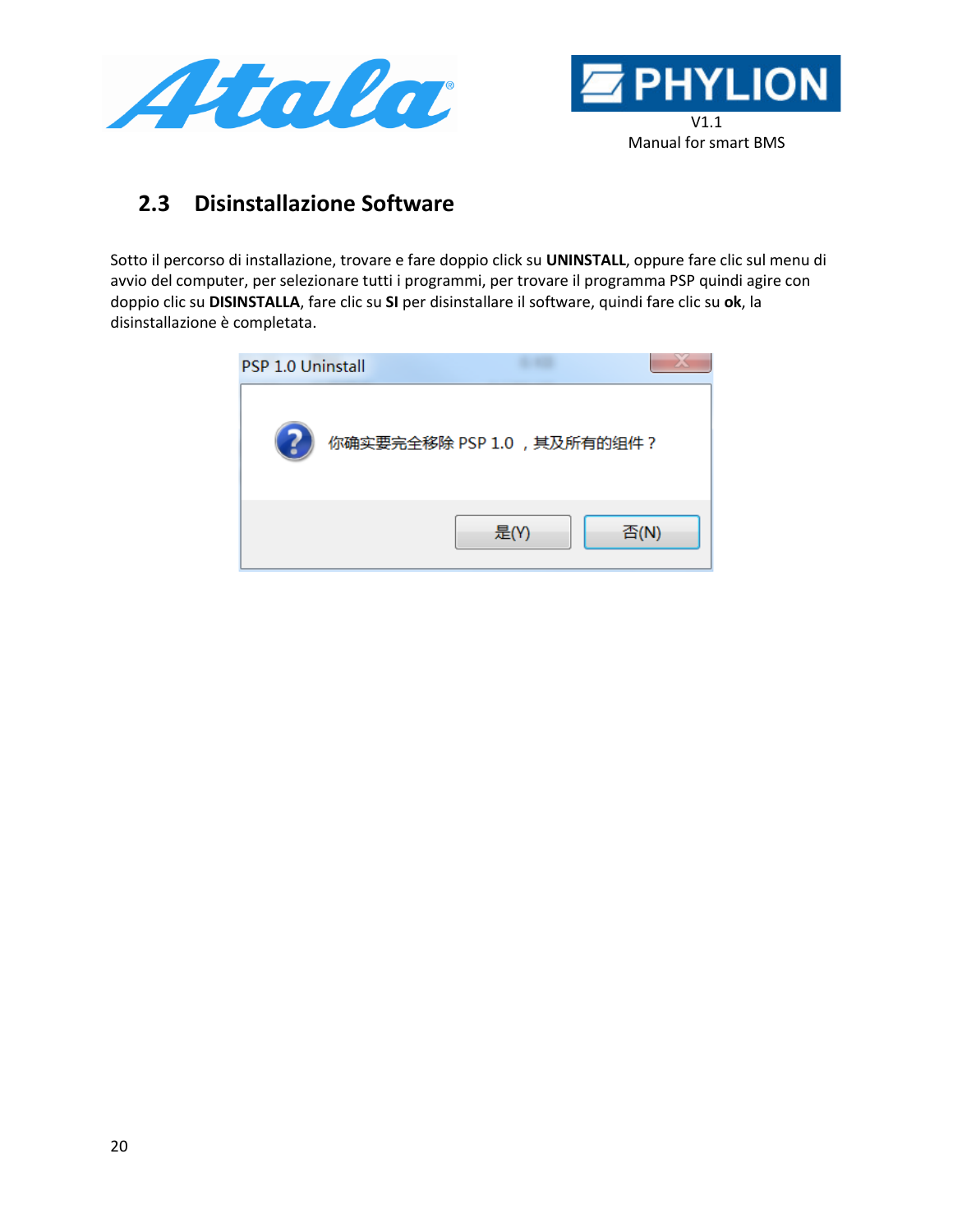## 2.3 Disinstallazione Software

Sotto il percorso di installazione, trovare e fare doppio click su **UNINSTALL**, oppure fare clic sul menu di avvio del computer, per selezionare tutti i programmi, per trovare il programma PSP quindi agire con doppio clic su **DISINSTALLA**, fare clic su **SI** per disinstallare il software, quindi fare clic su **ok**, la disinstallazione è completata.

PSP 1.0 Uninstall

你确实要完全移除 PSP 1.0 ，其及所有的组件？

是(Y) 否(N)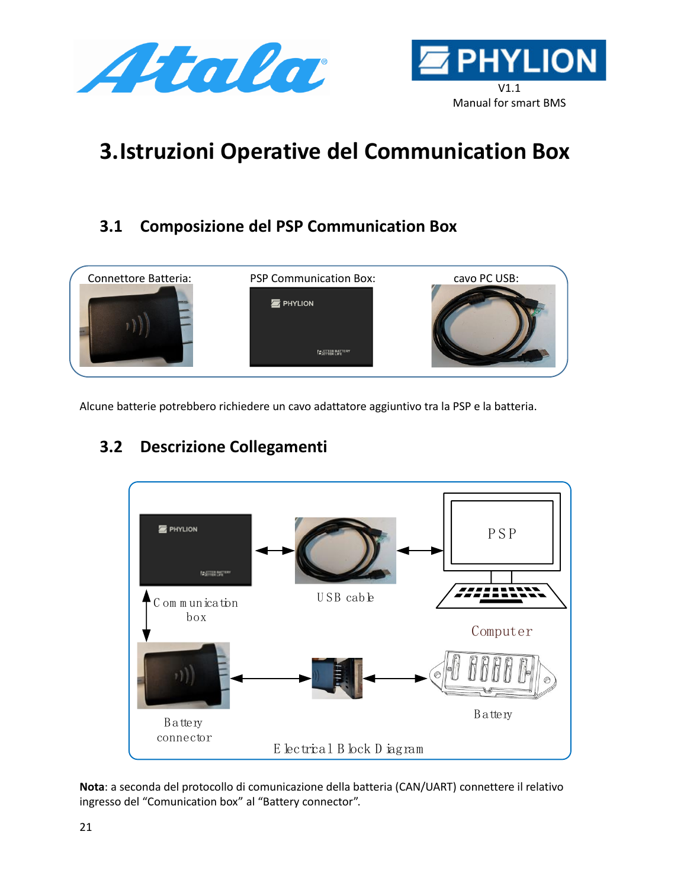# 3. Istruzioni Operative del Communication Box

## 3.1 Composizione del PSP Communication Box

Connettore Batteria: PSP Communication Box: cavo PC USB:

Alcune batterie potrebbero richiedere un cavo adattatore aggiuntivo tra la PSP e la batteria.

## 3.2 Descrizione Collegamenti

Communication box — USB cable — PSP Computer

Battery connector — Battery

Electrical Block Diagram

**Nota**: a seconda del protocollo di comunicazione della batteria (CAN/UART) connettere il relativo ingresso del "Comunication box" al "Battery connector".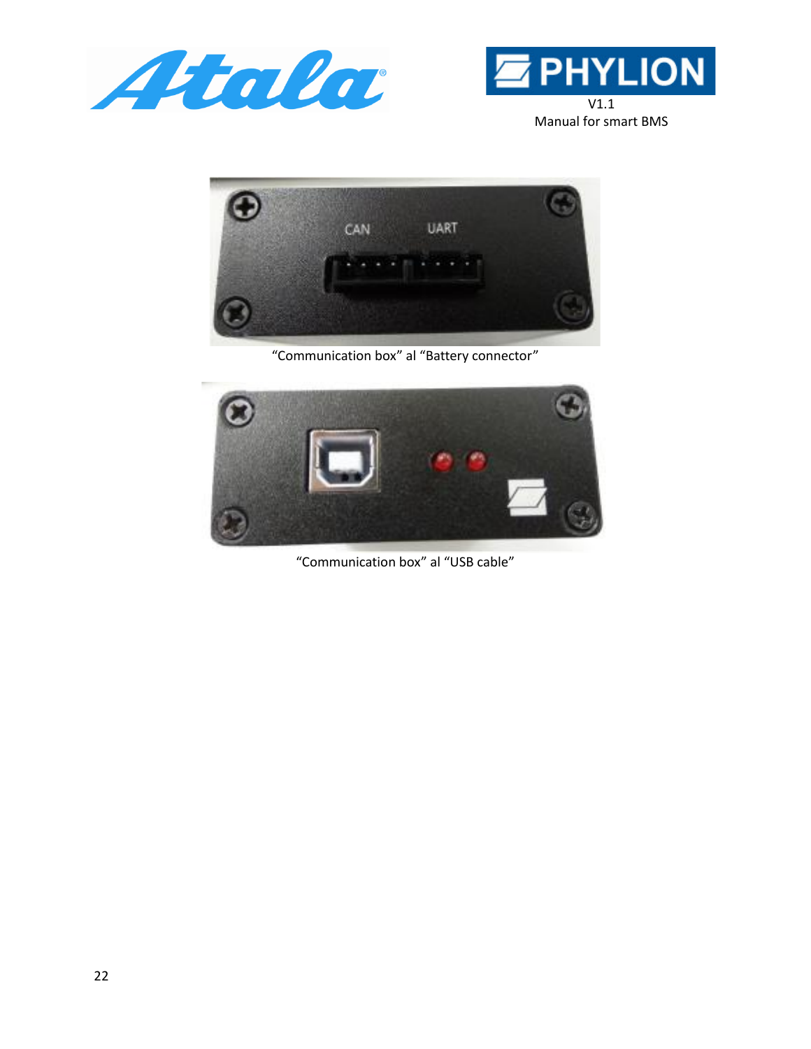"Communication box" al "Battery connector"

"Communication box" al "USB cable"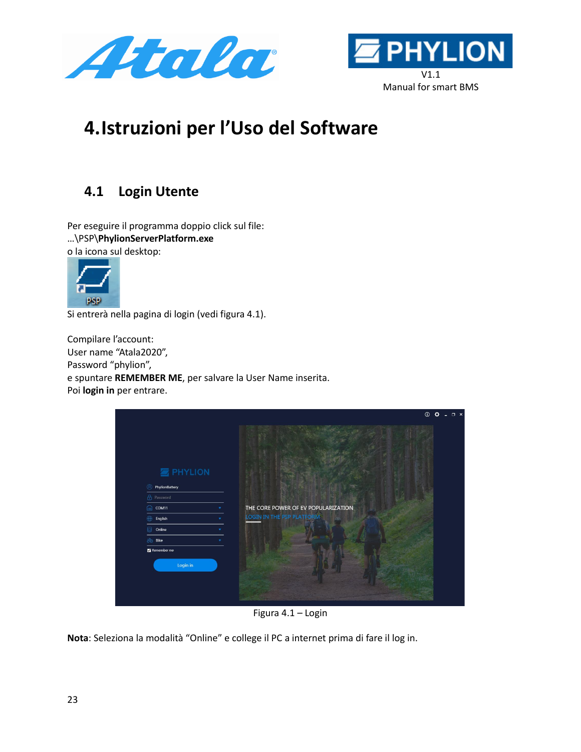# 4. Istruzioni per l'Uso del Software

## 4.1 Login Utente

Per eseguire il programma doppio click sul file:
…\PSP\**PhylionServerPlatform.exe**
o la icona sul desktop:

Si entrerà nella pagina di login (vedi figura 4.1).

Compilare l'account:
User name "Atala2020",
Password "phylion",
e spuntare **REMEMBER ME**, per salvare la User Name inserita.
Poi **login in** per entrare.

Figura 4.1 – Login

**Nota**: Seleziona la modalità "Online" e college il PC a internet prima di fare il log in.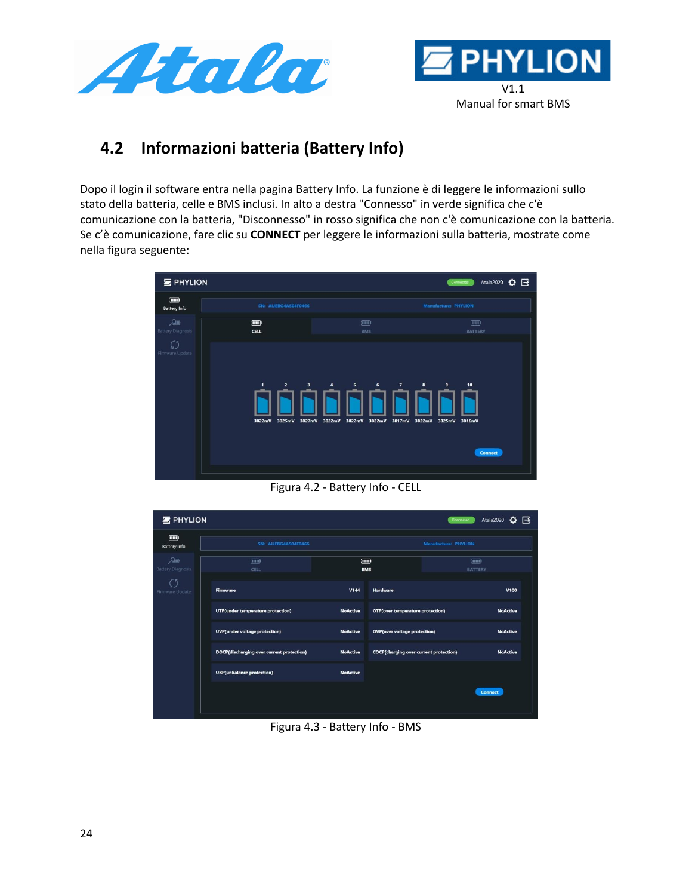## 4.2 Informazioni batteria (Battery Info)

Dopo il login il software entra nella pagina Battery Info. La funzione è di leggere le informazioni sullo stato della batteria, celle e BMS inclusi. In alto a destra "Connesso" in verde significa che c'è comunicazione con la batteria, "Disconnesso" in rosso significa che non c'è comunicazione con la batteria. Se c'è comunicazione, fare clic su **CONNECT** per leggere le informazioni sulla batteria, mostrate come nella figura seguente:

Figura 4.2 - Battery Info - CELL

Figura 4.3 - Battery Info - BMS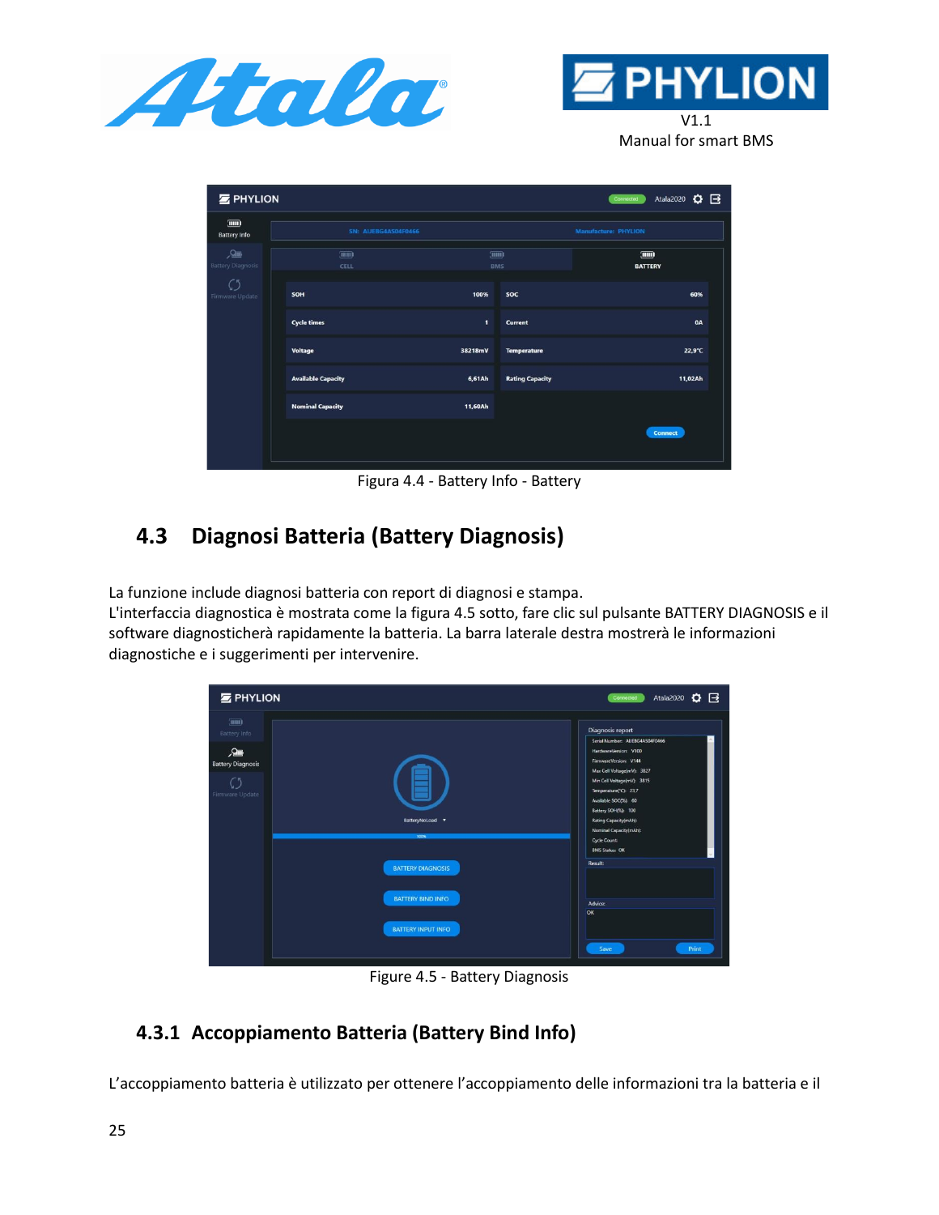Figura 4.4 - Battery Info - Battery

## 4.3 Diagnosi Batteria (Battery Diagnosis)

La funzione include diagnosi batteria con report di diagnosi e stampa.
L'interfaccia diagnostica è mostrata come la figura 4.5 sotto, fare clic sul pulsante BATTERY DIAGNOSIS e il software diagnosticherà rapidamente la batteria. La barra laterale destra mostrerà le informazioni diagnostiche e i suggerimenti per intervenire.

Figure 4.5 - Battery Diagnosis

### 4.3.1 Accoppiamento Batteria (Battery Bind Info)

L'accoppiamento batteria è utilizzato per ottenere l'accoppiamento delle informazioni tra la batteria e il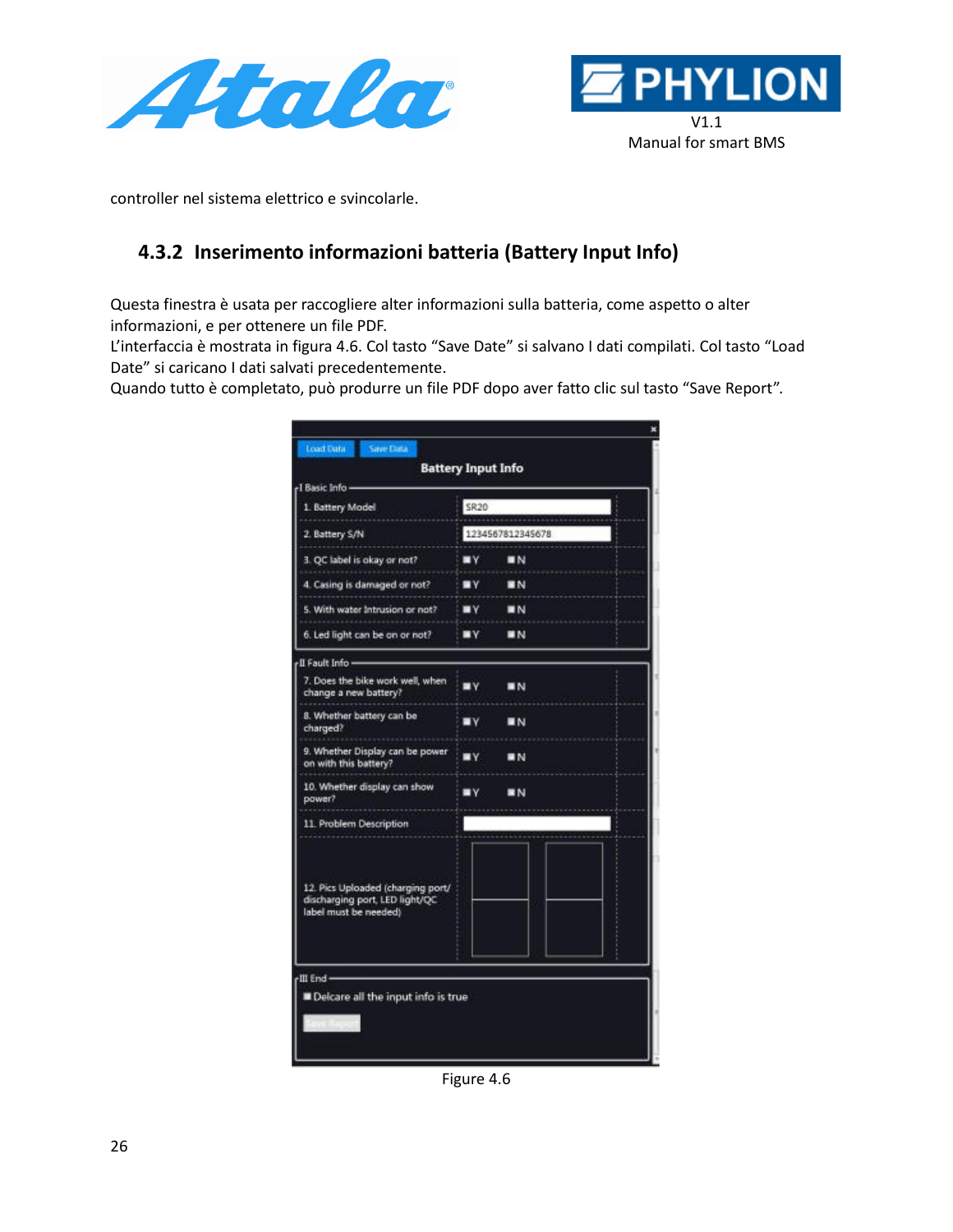controller nel sistema elettrico e svincolarle.

### 4.3.2 Inserimento informazioni batteria (Battery Input Info)

Questa finestra è usata per raccogliere alter informazioni sulla batteria, come aspetto o alter informazioni, e per ottenere un file PDF.
L'interfaccia è mostrata in figura 4.6. Col tasto "Save Date" si salvano I dati compilati. Col tasto "Load Date" si caricano I dati salvati precedentemente.
Quando tutto è completato, può produrre un file PDF dopo aver fatto clic sul tasto "Save Report".

Figure 4.6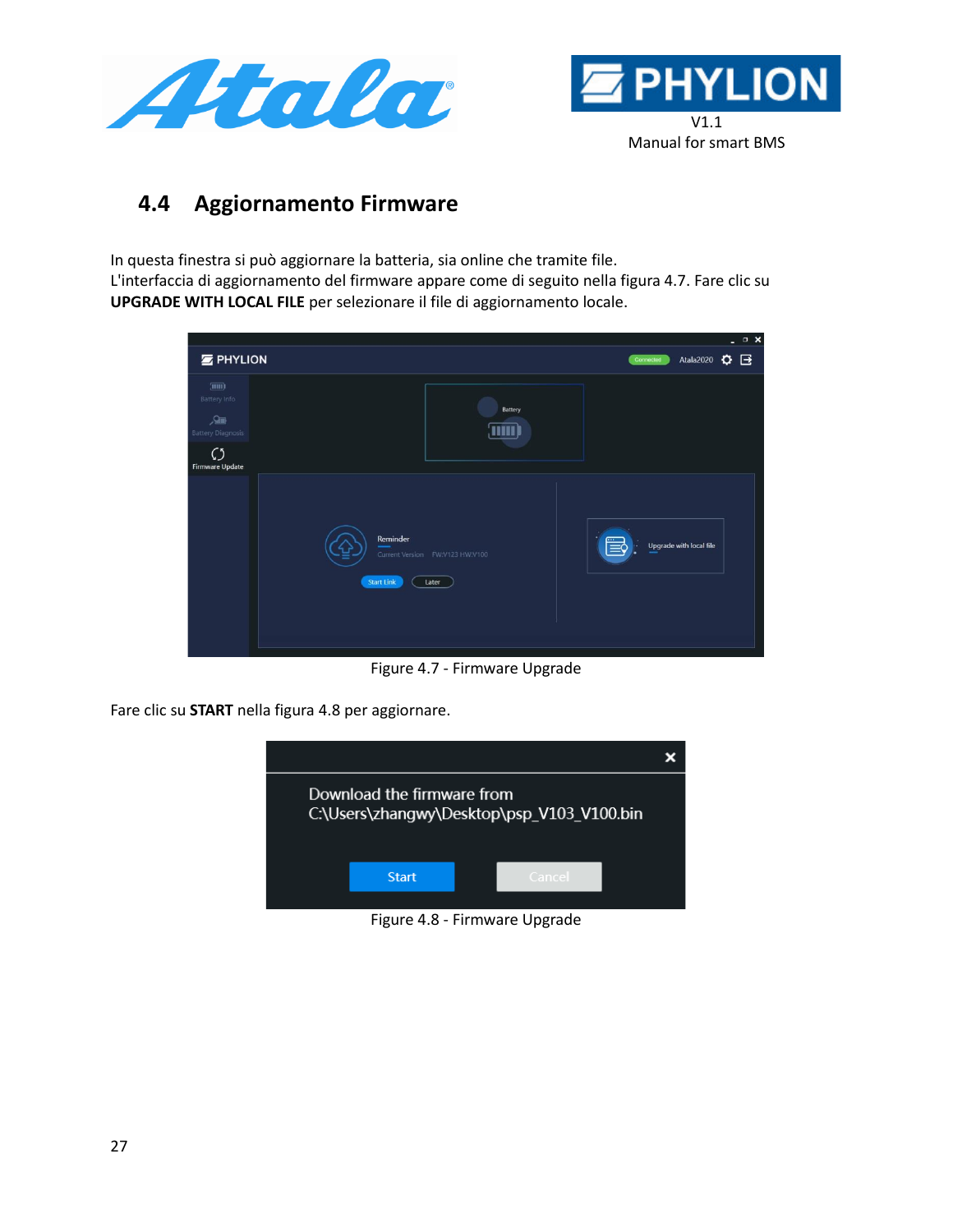## 4.4 Aggiornamento Firmware

In questa finestra si può aggiornare la batteria, sia online che tramite file.
L'interfaccia di aggiornamento del firmware appare come di seguito nella figura 4.7. Fare clic su **UPGRADE WITH LOCAL FILE** per selezionare il file di aggiornamento locale.

Figure 4.7 - Firmware Upgrade

Fare clic su **START** nella figura 4.8 per aggiornare.

Figure 4.8 - Firmware Upgrade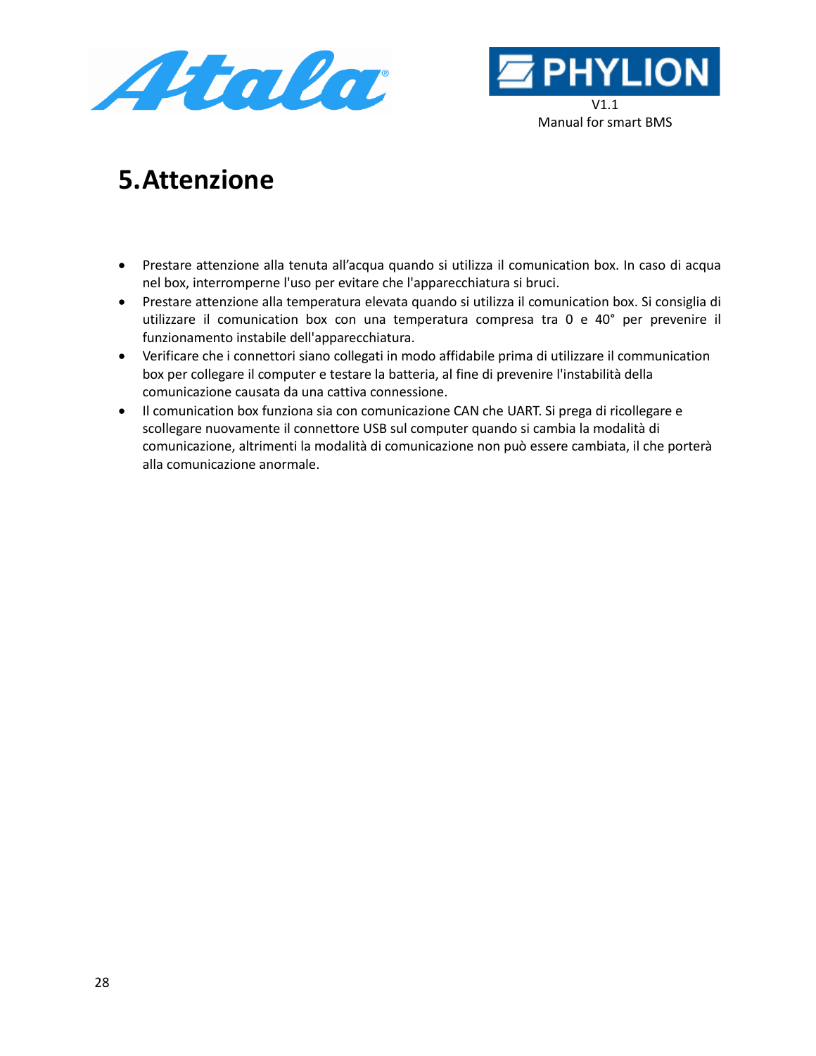# 5. Attenzione

- Prestare attenzione alla tenuta all'acqua quando si utilizza il comunication box. In caso di acqua nel box, interromperne l'uso per evitare che l'apparecchiatura si bruci.
- Prestare attenzione alla temperatura elevata quando si utilizza il comunication box. Si consiglia di utilizzare il comunication box con una temperatura compresa tra 0 e 40° per prevenire il funzionamento instabile dell'apparecchiatura.
- Verificare che i connettori siano collegati in modo affidabile prima di utilizzare il communication box per collegare il computer e testare la batteria, al fine di prevenire l'instabilità della comunicazione causata da una cattiva connessione.
- Il comunication box funziona sia con comunicazione CAN che UART. Si prega di ricollegare e scollegare nuovamente il connettore USB sul computer quando si cambia la modalità di comunicazione, altrimenti la modalità di comunicazione non può essere cambiata, il che porterà alla comunicazione anormale.